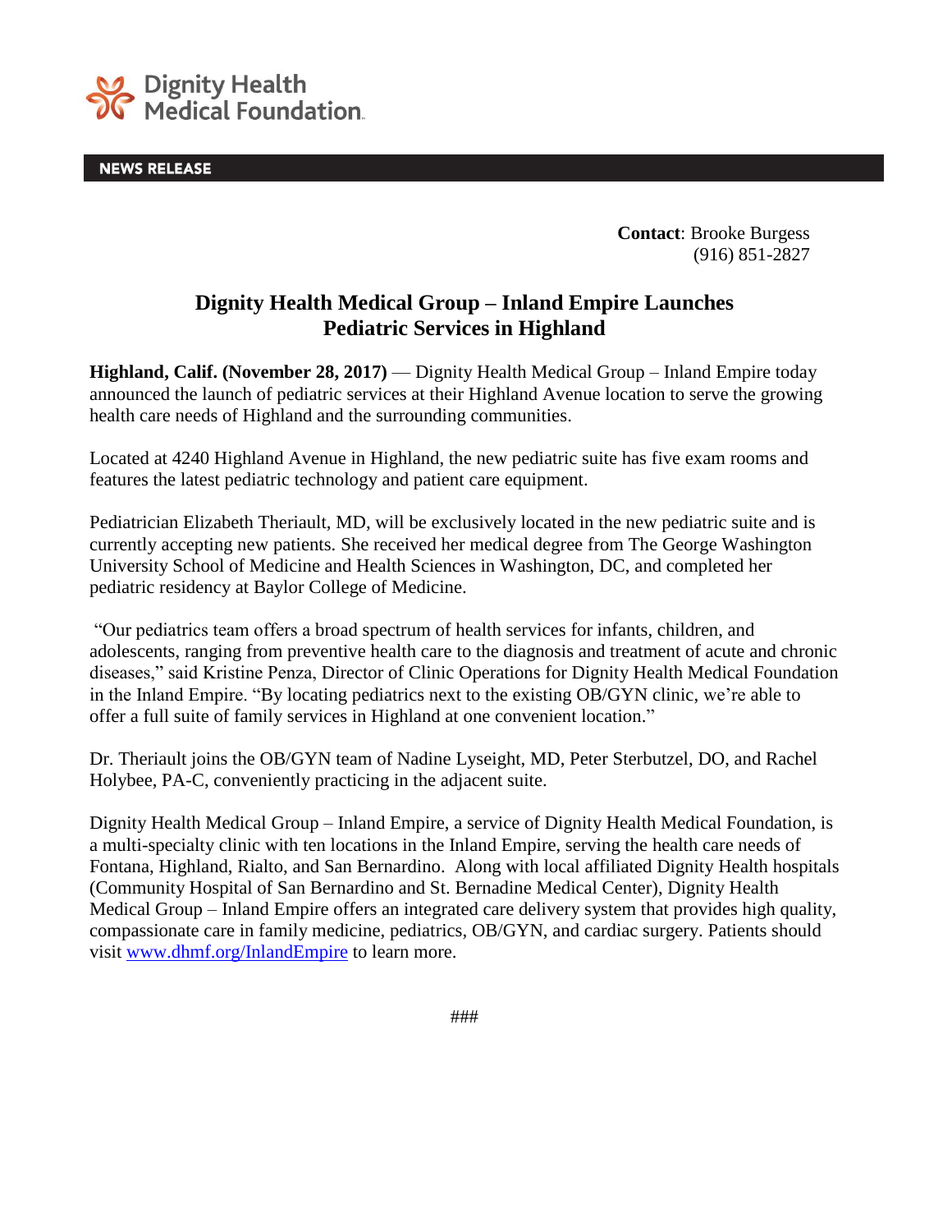Dignity Health Medical Foundation

**NEWS RELEASE**

**Contact**: Brooke Burgess
(916) 851-2827

# Dignity Health Medical Group – Inland Empire Launches Pediatric Services in Highland

**Highland, Calif. (November 28, 2017)** — Dignity Health Medical Group – Inland Empire today announced the launch of pediatric services at their Highland Avenue location to serve the growing health care needs of Highland and the surrounding communities.

Located at 4240 Highland Avenue in Highland, the new pediatric suite has five exam rooms and features the latest pediatric technology and patient care equipment.

Pediatrician Elizabeth Theriault, MD, will be exclusively located in the new pediatric suite and is currently accepting new patients. She received her medical degree from The George Washington University School of Medicine and Health Sciences in Washington, DC, and completed her pediatric residency at Baylor College of Medicine.

"Our pediatrics team offers a broad spectrum of health services for infants, children, and adolescents, ranging from preventive health care to the diagnosis and treatment of acute and chronic diseases," said Kristine Penza, Director of Clinic Operations for Dignity Health Medical Foundation in the Inland Empire. "By locating pediatrics next to the existing OB/GYN clinic, we're able to offer a full suite of family services in Highland at one convenient location."

Dr. Theriault joins the OB/GYN team of Nadine Lyseight, MD, Peter Sterbutzel, DO, and Rachel Holybee, PA-C, conveniently practicing in the adjacent suite.

Dignity Health Medical Group – Inland Empire, a service of Dignity Health Medical Foundation, is a multi-specialty clinic with ten locations in the Inland Empire, serving the health care needs of Fontana, Highland, Rialto, and San Bernardino. Along with local affiliated Dignity Health hospitals (Community Hospital of San Bernardino and St. Bernadine Medical Center), Dignity Health Medical Group – Inland Empire offers an integrated care delivery system that provides high quality, compassionate care in family medicine, pediatrics, OB/GYN, and cardiac surgery. Patients should visit [www.dhmf.org/InlandEmpire](http://www.dhmf.org/InlandEmpire) to learn more.

###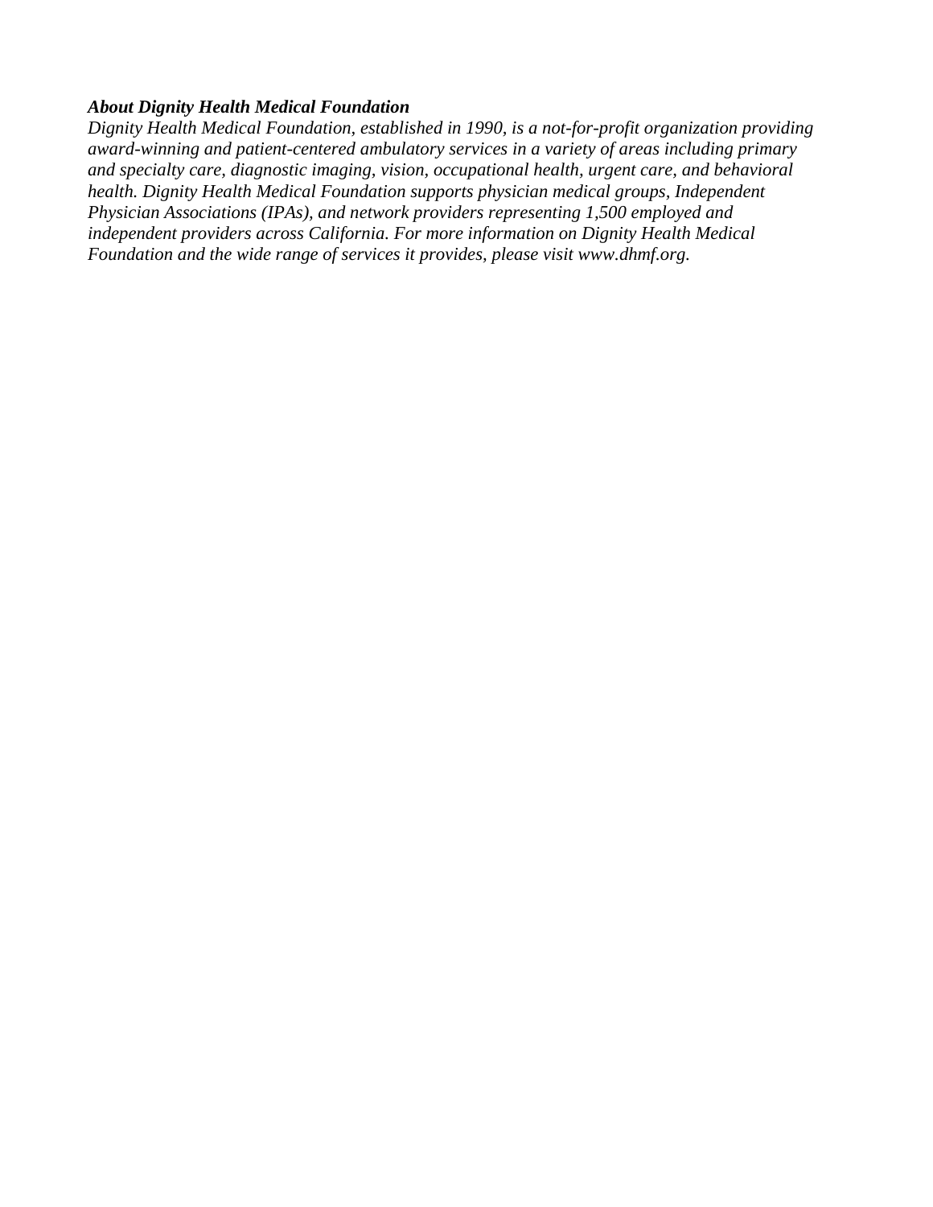***About Dignity Health Medical Foundation***

*Dignity Health Medical Foundation, established in 1990, is a not-for-profit organization providing award-winning and patient-centered ambulatory services in a variety of areas including primary and specialty care, diagnostic imaging, vision, occupational health, urgent care, and behavioral health. Dignity Health Medical Foundation supports physician medical groups, Independent Physician Associations (IPAs), and network providers representing 1,500 employed and independent providers across California. For more information on Dignity Health Medical Foundation and the wide range of services it provides, please visit www.dhmf.org.*